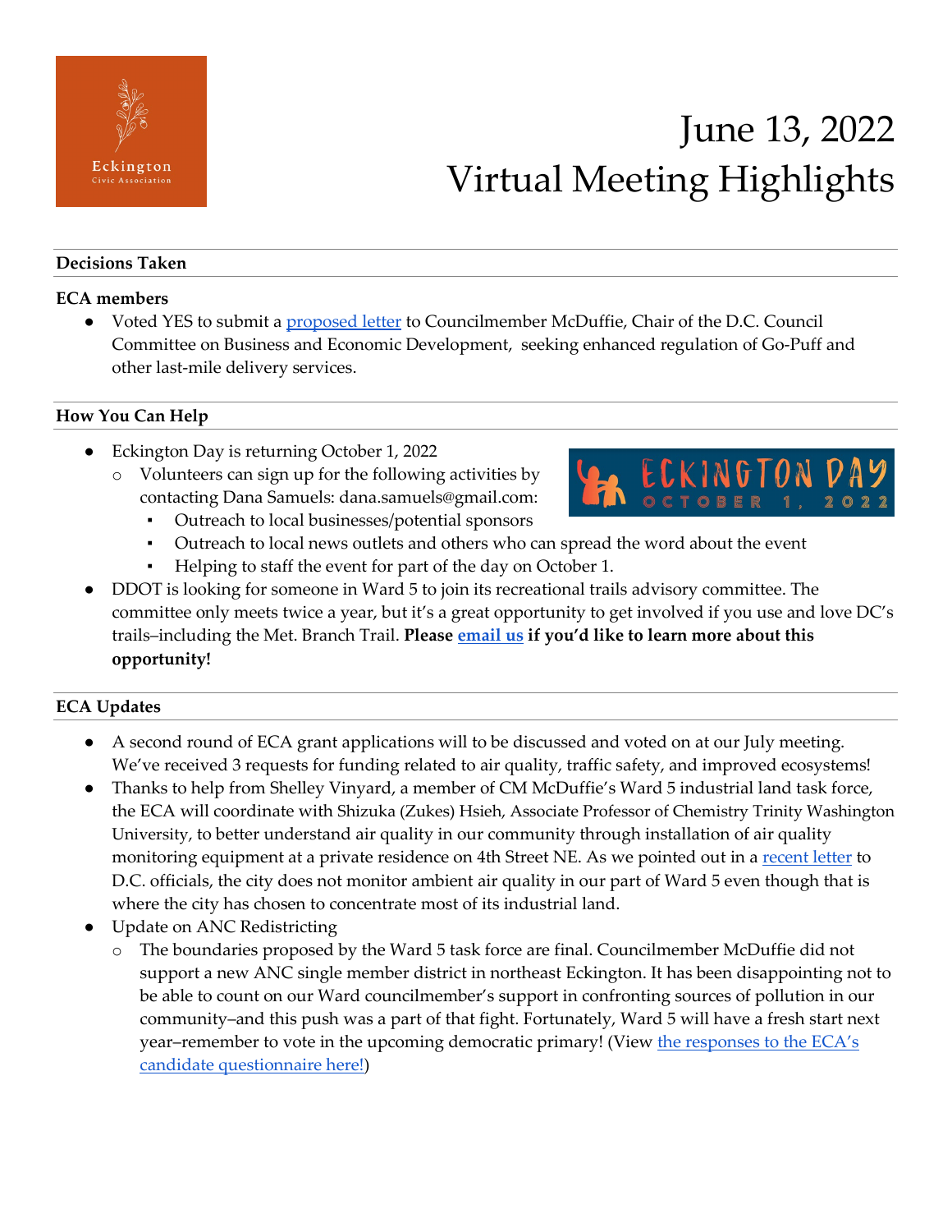Eckington Civic Association

# June 13, 2022
# Virtual Meeting Highlights

## Decisions Taken

### ECA members

- Voted YES to submit a proposed letter to Councilmember McDuffie, Chair of the D.C. Council Committee on Business and Economic Development, seeking enhanced regulation of Go-Puff and other last-mile delivery services.

## How You Can Help

- Eckington Day is returning October 1, 2022
  - Volunteers can sign up for the following activities by contacting Dana Samuels: dana.samuels@gmail.com:
    - Outreach to local businesses/potential sponsors
    - Outreach to local news outlets and others who can spread the word about the event
    - Helping to staff the event for part of the day on October 1.
- DDOT is looking for someone in Ward 5 to join its recreational trails advisory committee. The committee only meets twice a year, but it's a great opportunity to get involved if you use and love DC's trails–including the Met. Branch Trail. **Please email us if you'd like to learn more about this opportunity!**

ECKINGTON DAY OCTOBER 1, 2022

## ECA Updates

- A second round of ECA grant applications will to be discussed and voted on at our July meeting. We've received 3 requests for funding related to air quality, traffic safety, and improved ecosystems!
- Thanks to help from Shelley Vinyard, a member of CM McDuffie's Ward 5 industrial land task force, the ECA will coordinate with Shizuka (Zukes) Hsieh, Associate Professor of Chemistry Trinity Washington University, to better understand air quality in our community through installation of air quality monitoring equipment at a private residence on 4th Street NE. As we pointed out in a recent letter to D.C. officials, the city does not monitor ambient air quality in our part of Ward 5 even though that is where the city has chosen to concentrate most of its industrial land.
- Update on ANC Redistricting
  - The boundaries proposed by the Ward 5 task force are final. Councilmember McDuffie did not support a new ANC single member district in northeast Eckington. It has been disappointing not to be able to count on our Ward councilmember's support in confronting sources of pollution in our community–and this push was a part of that fight. Fortunately, Ward 5 will have a fresh start next year–remember to vote in the upcoming democratic primary! (View the responses to the ECA's candidate questionnaire here!)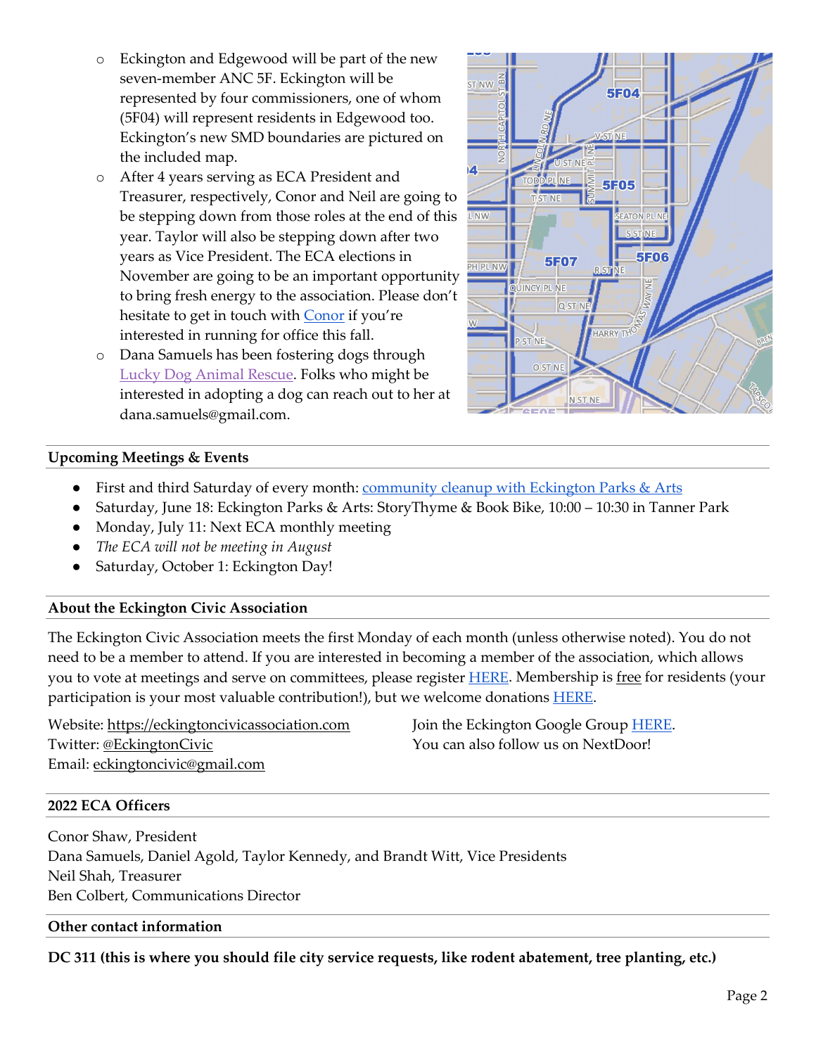- Eckington and Edgewood will be part of the new seven-member ANC 5F. Eckington will be represented by four commissioners, one of whom (5F04) will represent residents in Edgewood too. Eckington's new SMD boundaries are pictured on the included map.
- After 4 years serving as ECA President and Treasurer, respectively, Conor and Neil are going to be stepping down from those roles at the end of this year. Taylor will also be stepping down after two years as Vice President. The ECA elections in November are going to be an important opportunity to bring fresh energy to the association. Please don't hesitate to get in touch with Conor if you're interested in running for office this fall.
- Dana Samuels has been fostering dogs through Lucky Dog Animal Rescue. Folks who might be interested in adopting a dog can reach out to her at dana.samuels@gmail.com.

## Upcoming Meetings & Events

- First and third Saturday of every month: community cleanup with Eckington Parks & Arts
- Saturday, June 18: Eckington Parks & Arts: StoryThyme & Book Bike, 10:00 – 10:30 in Tanner Park
- Monday, July 11: Next ECA monthly meeting
- *The ECA will not be meeting in August*
- Saturday, October 1: Eckington Day!

## About the Eckington Civic Association

The Eckington Civic Association meets the first Monday of each month (unless otherwise noted). You do not need to be a member to attend. If you are interested in becoming a member of the association, which allows you to vote at meetings and serve on committees, please register HERE. Membership is free for residents (your participation is your most valuable contribution!), but we welcome donations HERE.

Website: https://eckingtoncivicassociation.com
Twitter: @EckingtonCivic
Email: eckingtoncivic@gmail.com

Join the Eckington Google Group HERE.
You can also follow us on NextDoor!

## 2022 ECA Officers

Conor Shaw, President
Dana Samuels, Daniel Agold, Taylor Kennedy, and Brandt Witt, Vice Presidents
Neil Shah, Treasurer
Ben Colbert, Communications Director

## Other contact information

**DC 311 (this is where you should file city service requests, like rodent abatement, tree planting, etc.)**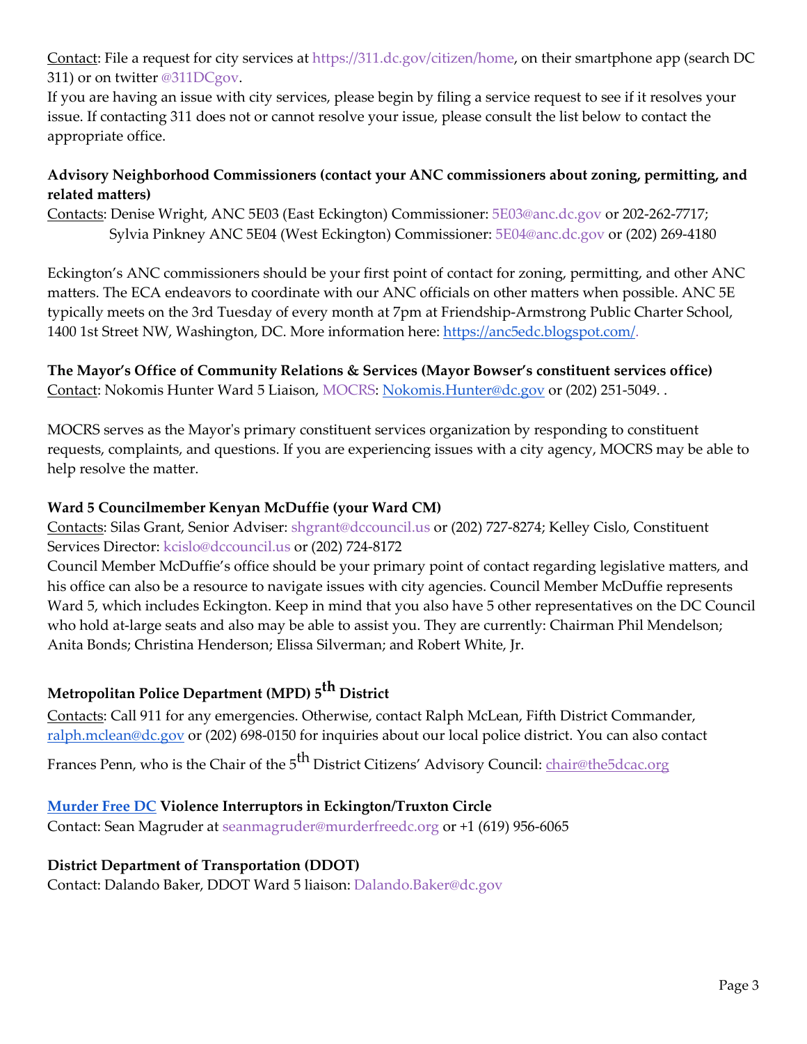Contact: File a request for city services at https://311.dc.gov/citizen/home, on their smartphone app (search DC 311) or on twitter @311DCgov.

If you are having an issue with city services, please begin by filing a service request to see if it resolves your issue. If contacting 311 does not or cannot resolve your issue, please consult the list below to contact the appropriate office.

**Advisory Neighborhood Commissioners (contact your ANC commissioners about zoning, permitting, and related matters)**

Contacts: Denise Wright, ANC 5E03 (East Eckington) Commissioner: 5E03@anc.dc.gov or 202-262-7717;
Sylvia Pinkney ANC 5E04 (West Eckington) Commissioner: 5E04@anc.dc.gov or (202) 269-4180

Eckington's ANC commissioners should be your first point of contact for zoning, permitting, and other ANC matters. The ECA endeavors to coordinate with our ANC officials on other matters when possible. ANC 5E typically meets on the 3rd Tuesday of every month at 7pm at Friendship-Armstrong Public Charter School, 1400 1st Street NW, Washington, DC. More information here: https://anc5edc.blogspot.com/.

**The Mayor's Office of Community Relations & Services (Mayor Bowser's constituent services office)**

Contact: Nokomis Hunter Ward 5 Liaison, MOCRS: Nokomis.Hunter@dc.gov or (202) 251-5049. .

MOCRS serves as the Mayor's primary constituent services organization by responding to constituent requests, complaints, and questions. If you are experiencing issues with a city agency, MOCRS may be able to help resolve the matter.

**Ward 5 Councilmember Kenyan McDuffie (your Ward CM)**

Contacts: Silas Grant, Senior Adviser: shgrant@dccouncil.us or (202) 727-8274; Kelley Cislo, Constituent Services Director: kcislo@dccouncil.us or (202) 724-8172

Council Member McDuffie's office should be your primary point of contact regarding legislative matters, and his office can also be a resource to navigate issues with city agencies. Council Member McDuffie represents Ward 5, which includes Eckington. Keep in mind that you also have 5 other representatives on the DC Council who hold at-large seats and also may be able to assist you. They are currently: Chairman Phil Mendelson; Anita Bonds; Christina Henderson; Elissa Silverman; and Robert White, Jr.

**Metropolitan Police Department (MPD) 5th District**

Contacts: Call 911 for any emergencies. Otherwise, contact Ralph McLean, Fifth District Commander, ralph.mclean@dc.gov or (202) 698-0150 for inquiries about our local police district. You can also contact Frances Penn, who is the Chair of the 5th District Citizens' Advisory Council: chair@the5dcac.org

**Murder Free DC Violence Interruptors in Eckington/Truxton Circle**

Contact: Sean Magruder at seanmagruder@murderfreedc.org or +1 (619) 956-6065

**District Department of Transportation (DDOT)**

Contact: Dalando Baker, DDOT Ward 5 liaison: Dalando.Baker@dc.gov